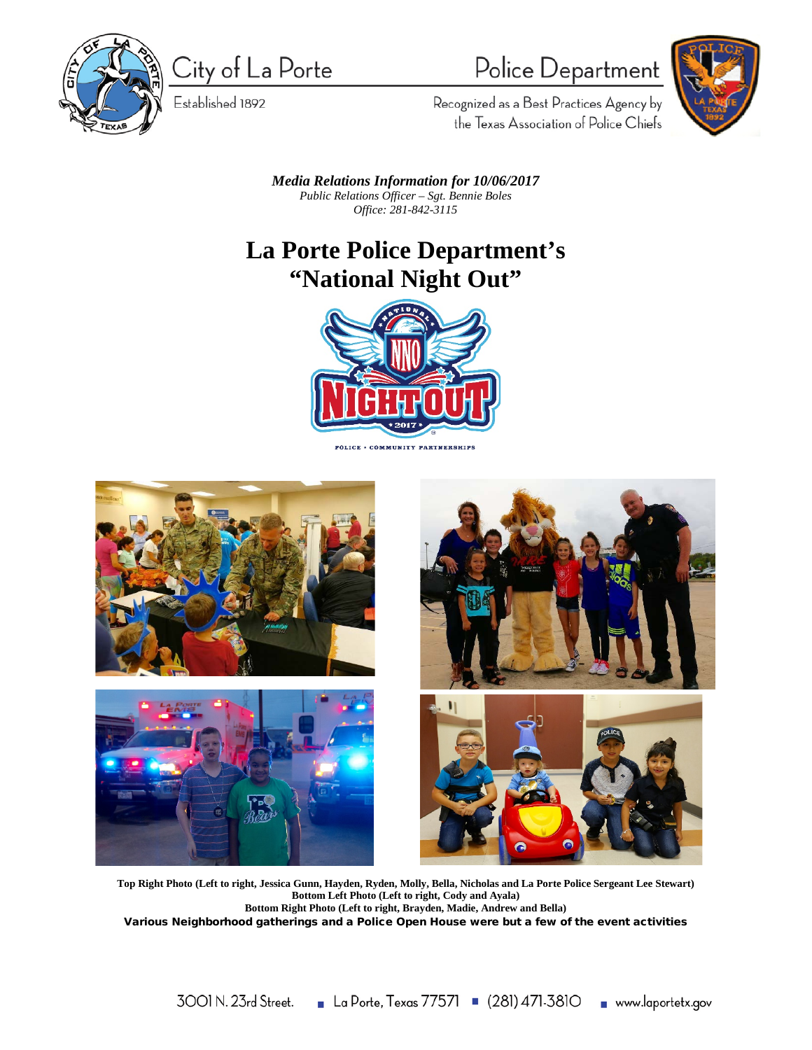City of La Porte

Established 1892

Police Department

Recognized as a Best Practices Agency by the Texas Association of Police Chiefs

***Media Relations Information for 10/06/2017***

*Public Relations Officer – Sgt. Bennie Boles*

*Office: 281-842-3115*

# La Porte Police Department's "National Night Out"

**Top Right Photo (Left to right, Jessica Gunn, Hayden, Ryden, Molly, Bella, Nicholas and La Porte Police Sergeant Lee Stewart)**

**Bottom Left Photo (Left to right, Cody and Ayala)**

**Bottom Right Photo (Left to right, Brayden, Madie, Andrew and Bella)**

**Various Neighborhood gatherings and a Police Open House were but a few of the event activities**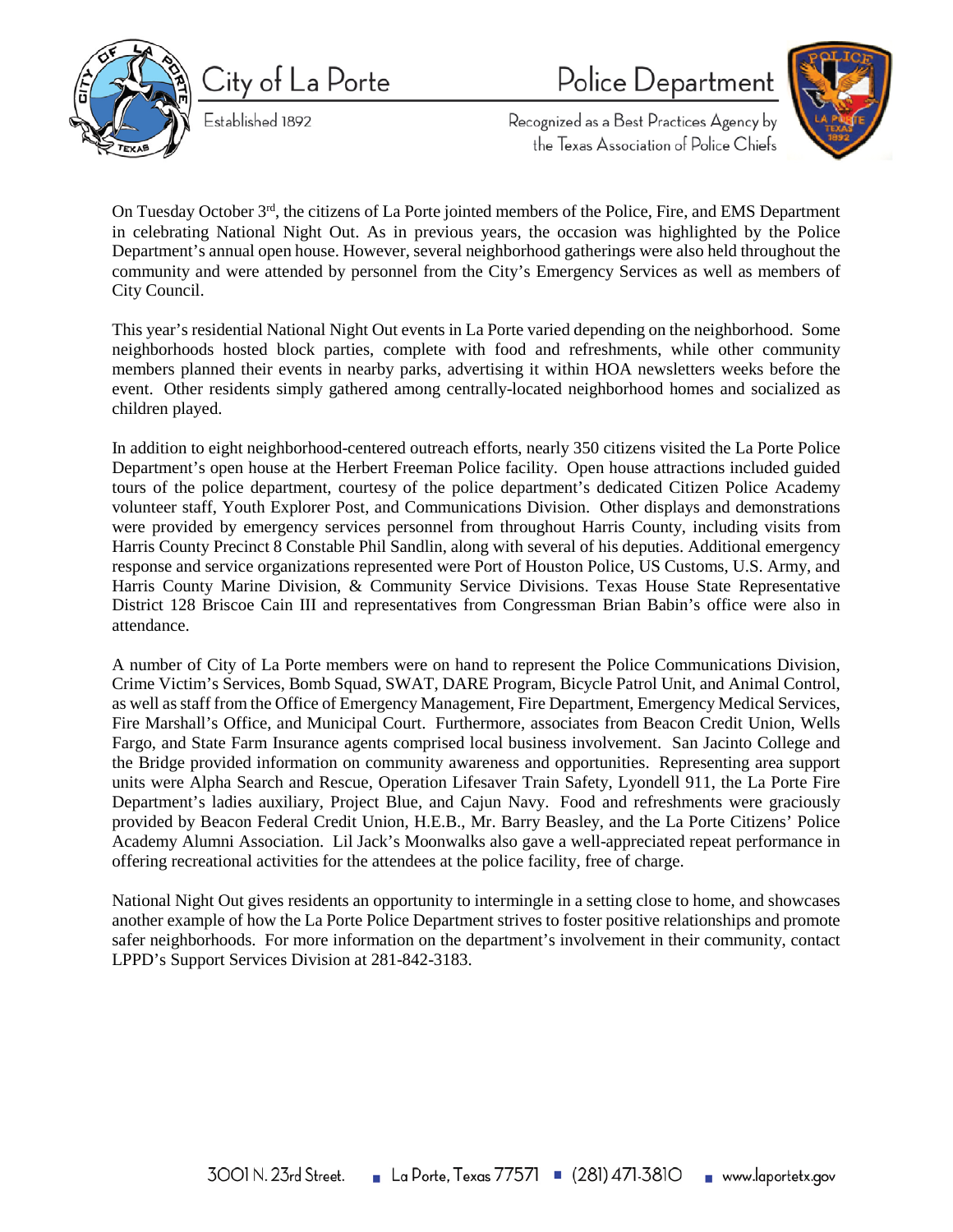On Tuesday October 3rd, the citizens of La Porte jointed members of the Police, Fire, and EMS Department in celebrating National Night Out. As in previous years, the occasion was highlighted by the Police Department's annual open house. However, several neighborhood gatherings were also held throughout the community and were attended by personnel from the City's Emergency Services as well as members of City Council.

This year's residential National Night Out events in La Porte varied depending on the neighborhood. Some neighborhoods hosted block parties, complete with food and refreshments, while other community members planned their events in nearby parks, advertising it within HOA newsletters weeks before the event. Other residents simply gathered among centrally-located neighborhood homes and socialized as children played.

In addition to eight neighborhood-centered outreach efforts, nearly 350 citizens visited the La Porte Police Department's open house at the Herbert Freeman Police facility. Open house attractions included guided tours of the police department, courtesy of the police department's dedicated Citizen Police Academy volunteer staff, Youth Explorer Post, and Communications Division. Other displays and demonstrations were provided by emergency services personnel from throughout Harris County, including visits from Harris County Precinct 8 Constable Phil Sandlin, along with several of his deputies. Additional emergency response and service organizations represented were Port of Houston Police, US Customs, U.S. Army, and Harris County Marine Division, & Community Service Divisions. Texas House State Representative District 128 Briscoe Cain III and representatives from Congressman Brian Babin's office were also in attendance.

A number of City of La Porte members were on hand to represent the Police Communications Division, Crime Victim's Services, Bomb Squad, SWAT, DARE Program, Bicycle Patrol Unit, and Animal Control, as well as staff from the Office of Emergency Management, Fire Department, Emergency Medical Services, Fire Marshall's Office, and Municipal Court. Furthermore, associates from Beacon Credit Union, Wells Fargo, and State Farm Insurance agents comprised local business involvement. San Jacinto College and the Bridge provided information on community awareness and opportunities. Representing area support units were Alpha Search and Rescue, Operation Lifesaver Train Safety, Lyondell 911, the La Porte Fire Department's ladies auxiliary, Project Blue, and Cajun Navy. Food and refreshments were graciously provided by Beacon Federal Credit Union, H.E.B., Mr. Barry Beasley, and the La Porte Citizens' Police Academy Alumni Association. Lil Jack's Moonwalks also gave a well-appreciated repeat performance in offering recreational activities for the attendees at the police facility, free of charge.

National Night Out gives residents an opportunity to intermingle in a setting close to home, and showcases another example of how the La Porte Police Department strives to foster positive relationships and promote safer neighborhoods. For more information on the department's involvement in their community, contact LPPD's Support Services Division at 281-842-3183.